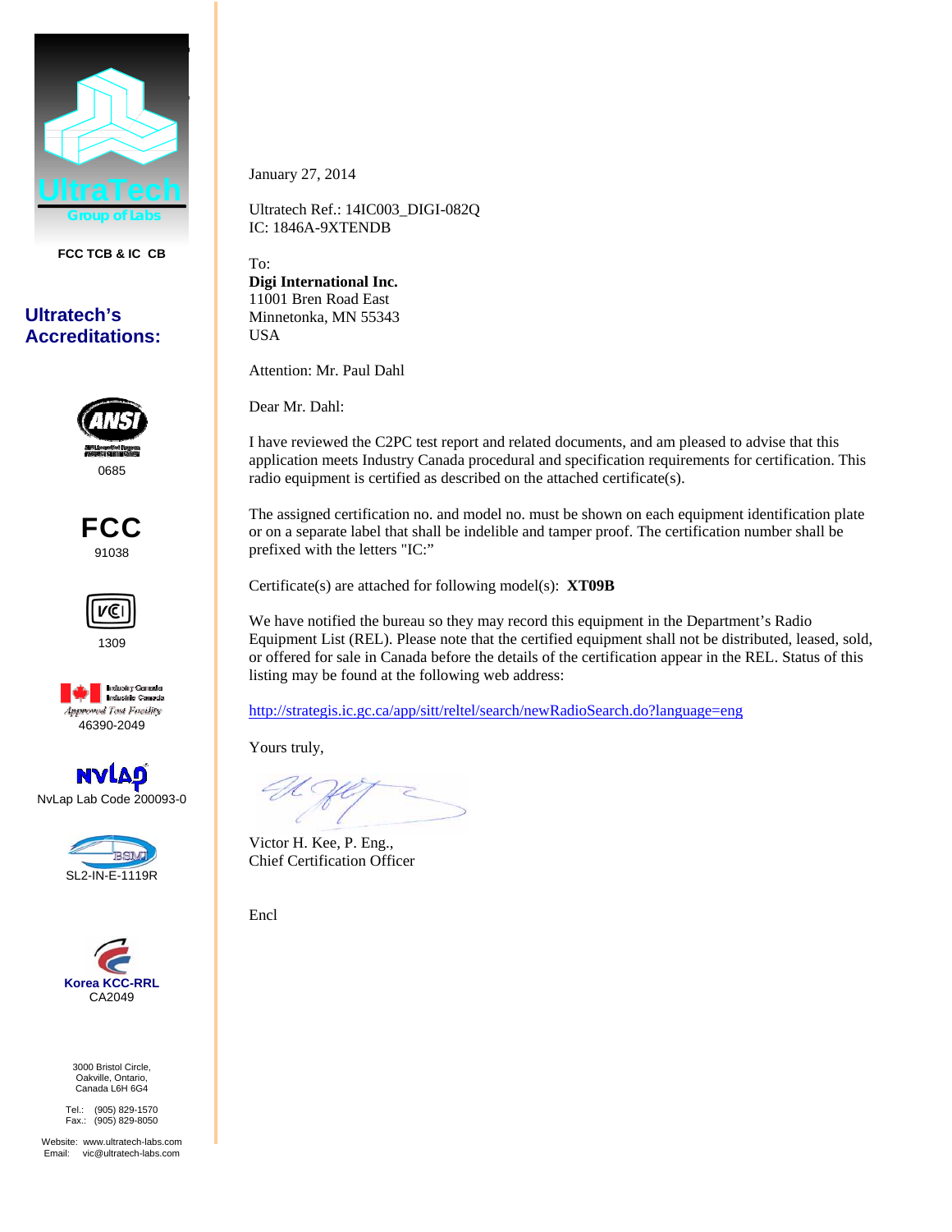UltraTech
Group of Labs

FCC TCB & IC CB

## Ultratech's Accreditations:

ANSI
0685

FCC
91038

VCCI
1309

Industry Canada Approved Test Facility
46390-2049

NVLAP
NvLap Lab Code 200093-0

BSMI
SL2-IN-E-1119R

Korea KCC-RRL
CA2049

3000 Bristol Circle,
Oakville, Ontario,
Canada L6H 6G4

Tel.: (905) 829-1570
Fax.: (905) 829-8050

Website: www.ultratech-labs.com
Email: vic@ultratech-labs.com

---

January 27, 2014

Ultratech Ref.: 14IC003_DIGI-082Q
IC: 1846A-9XTENDB

To:
**Digi International Inc.**
11001 Bren Road East
Minnetonka, MN 55343
USA

Attention: Mr. Paul Dahl

Dear Mr. Dahl:

I have reviewed the C2PC test report and related documents, and am pleased to advise that this application meets Industry Canada procedural and specification requirements for certification. This radio equipment is certified as described on the attached certificate(s).

The assigned certification no. and model no. must be shown on each equipment identification plate or on a separate label that shall be indelible and tamper proof. The certification number shall be prefixed with the letters "IC:"

Certificate(s) are attached for following model(s): **XT09B**

We have notified the bureau so they may record this equipment in the Department's Radio Equipment List (REL). Please note that the certified equipment shall not be distributed, leased, sold, or offered for sale in Canada before the details of the certification appear in the REL. Status of this listing may be found at the following web address:

http://strategis.ic.gc.ca/app/sitt/reltel/search/newRadioSearch.do?language=eng

Yours truly,

Victor H. Kee, P. Eng.,
Chief Certification Officer

Encl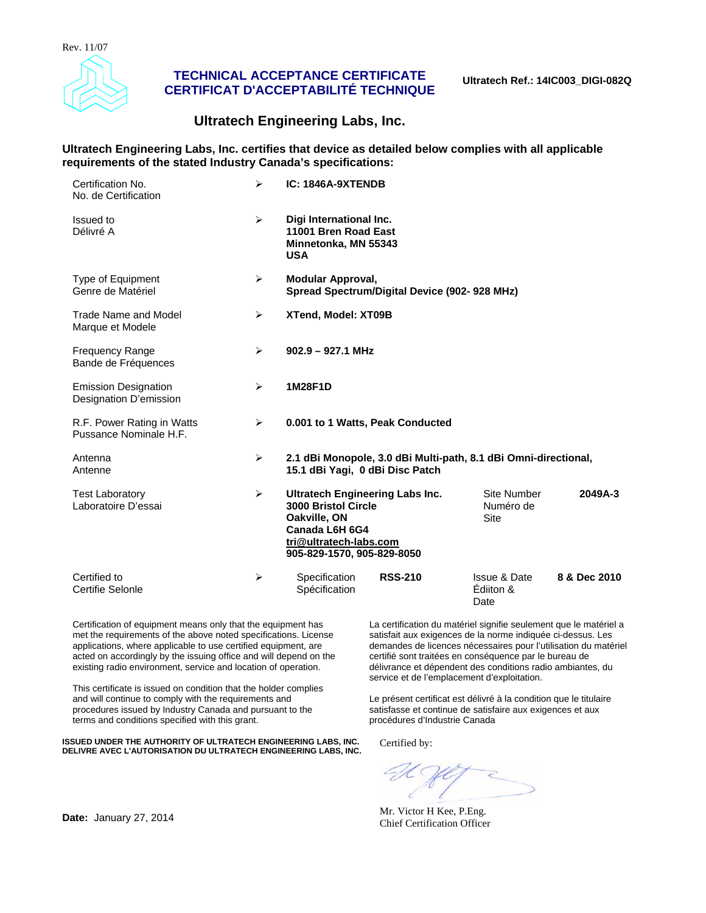Rev. 11/07

# TECHNICAL ACCEPTANCE CERTIFICATE
# CERTIFICAT D'ACCEPTABILITÉ TECHNIQUE

**Ultratech Ref.: 14IC003_DIGI-082Q**

## Ultratech Engineering Labs, Inc.

**Ultratech Engineering Labs, Inc. certifies that device as detailed below complies with all applicable requirements of the stated Industry Canada's specifications:**

| | | |
|---|---|---|
| Certification No.<br>No. de Certification | ➢ | **IC: 1846A-9XTENDB** |
| Issued to<br>Délivré A | ➢ | **Digi International Inc.<br>11001 Bren Road East<br>Minnetonka, MN 55343<br>USA** |
| Type of Equipment<br>Genre de Matériel | ➢ | **Modular Approval,<br>Spread Spectrum/Digital Device (902- 928 MHz)** |
| Trade Name and Model<br>Marque et Modele | ➢ | **XTend, Model: XT09B** |
| Frequency Range<br>Bande de Fréquences | ➢ | **902.9 – 927.1 MHz** |
| Emission Designation<br>Designation D'emission | ➢ | **1M28F1D** |
| R.F. Power Rating in Watts<br>Pussance Nominale H.F. | ➢ | **0.001 to 1 Watts, Peak Conducted** |
| Antenna<br>Antenne | ➢ | **2.1 dBi Monopole, 3.0 dBi Multi-path, 8.1 dBi Omni-directional, 15.1 dBi Yagi, 0 dBi Disc Patch** |
| Test Laboratory<br>Laboratoire D'essai | ➢ | **Ultratech Engineering Labs Inc.<br>3000 Bristol Circle<br>Oakville, ON<br>Canada L6H 6G4<br>tri@ultratech-labs.com<br>905-829-1570, 905-829-8050**<br>Site Number / Numéro de Site: **2049A-3** |
| Certified to<br>Certifie Selonle | ➢ | Specification / Spécification: **RSS-210**<br>Issue & Date / Éditon & Date: **8 & Dec 2010** |

Certification of equipment means only that the equipment has met the requirements of the above noted specifications. License applications, where applicable to use certified equipment, are acted on accordingly by the issuing office and will depend on the existing radio environment, service and location of operation.

This certificate is issued on condition that the holder complies and will continue to comply with the requirements and procedures issued by Industry Canada and pursuant to the terms and conditions specified with this grant.

La certification du matériel signifie seulement que le matériel a satisfait aux exigences de la norme indiquée ci-dessus. Les demandes de licences nécessaires pour l'utilisation du matériel certifié sont traitées en conséquence par le bureau de délivrance et dépendent des conditions radio ambiantes, du service et de l'emplacement d'exploitation.

Le présent certificat est délivré à la condition que le titulaire satisfasse et continue de satisfaire aux exigences et aux procédures d'Industrie Canada

**ISSUED UNDER THE AUTHORITY OF ULTRATECH ENGINEERING LABS, INC.**
**DELIVRE AVEC L'AUTORISATION DU ULTRATECH ENGINEERING LABS, INC.**

Certified by:

Mr. Victor H Kee, P.Eng.
Chief Certification Officer

**Date:** January 27, 2014